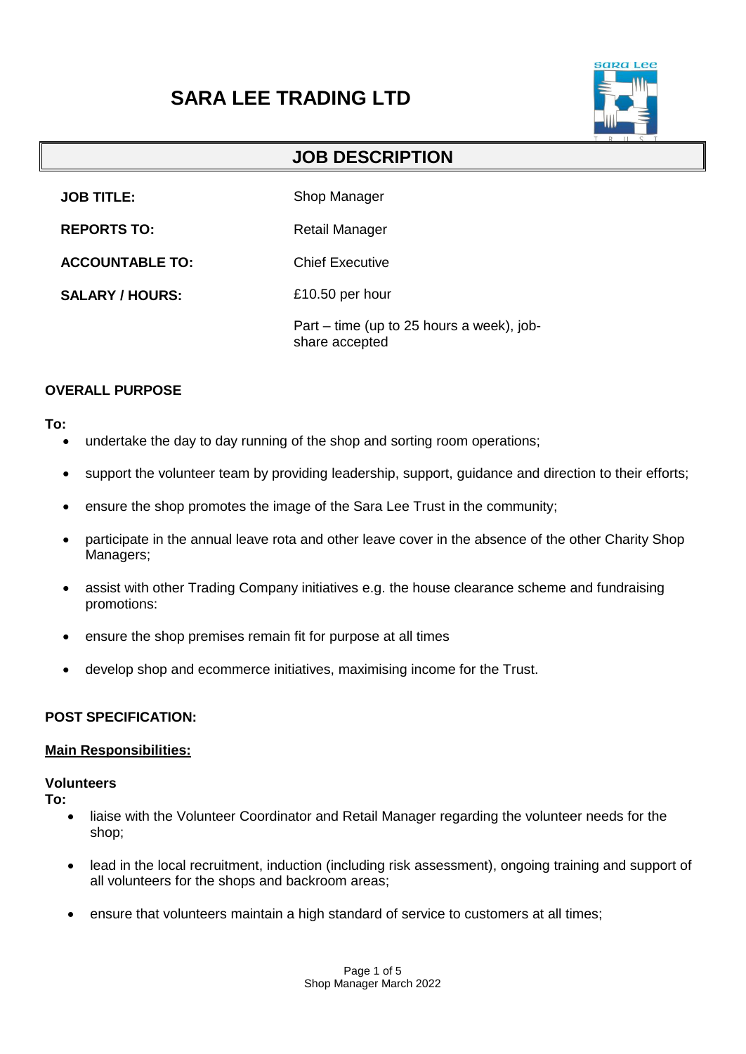# SARA LEE TRADING LTD

## JOB DESCRIPTION

| | |
|---|---|
| **JOB TITLE:** | Shop Manager |
| **REPORTS TO:** | Retail Manager |
| **ACCOUNTABLE TO:** | Chief Executive |
| **SALARY / HOURS:** | £10.50 per hour |
| | Part – time (up to 25 hours a week), job-share accepted |

### OVERALL PURPOSE

**To:**

- undertake the day to day running of the shop and sorting room operations;
- support the volunteer team by providing leadership, support, guidance and direction to their efforts;
- ensure the shop promotes the image of the Sara Lee Trust in the community;
- participate in the annual leave rota and other leave cover in the absence of the other Charity Shop Managers;
- assist with other Trading Company initiatives e.g. the house clearance scheme and fundraising promotions:
- ensure the shop premises remain fit for purpose at all times
- develop shop and ecommerce initiatives, maximising income for the Trust.

### POST SPECIFICATION:

**Main Responsibilities:**

#### Volunteers

**To:**

- liaise with the Volunteer Coordinator and Retail Manager regarding the volunteer needs for the shop;
- lead in the local recruitment, induction (including risk assessment), ongoing training and support of all volunteers for the shops and backroom areas;
- ensure that volunteers maintain a high standard of service to customers at all times;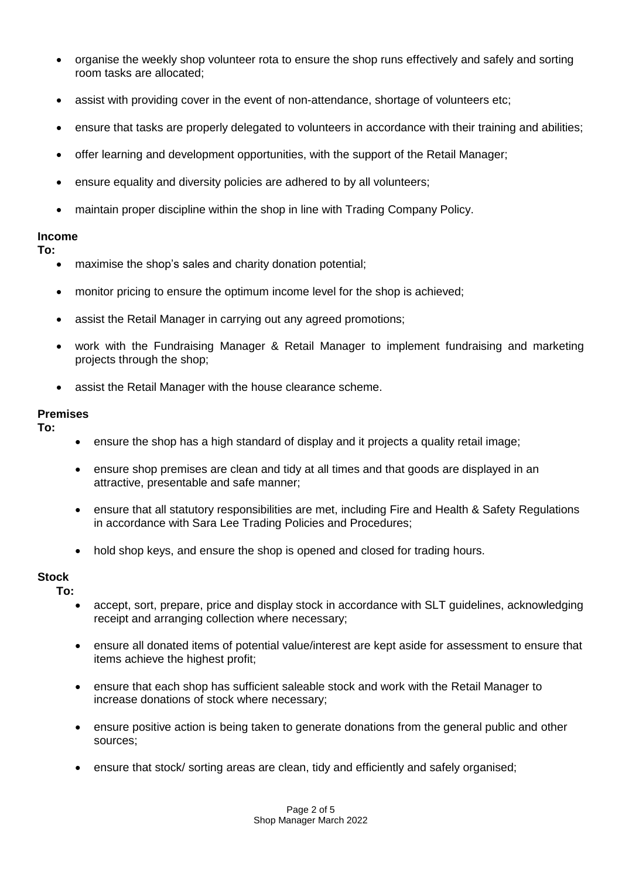- organise the weekly shop volunteer rota to ensure the shop runs effectively and safely and sorting room tasks are allocated;
- assist with providing cover in the event of non-attendance, shortage of volunteers etc;
- ensure that tasks are properly delegated to volunteers in accordance with their training and abilities;
- offer learning and development opportunities, with the support of the Retail Manager;
- ensure equality and diversity policies are adhered to by all volunteers;
- maintain proper discipline within the shop in line with Trading Company Policy.

**Income**
**To:**

- maximise the shop's sales and charity donation potential;
- monitor pricing to ensure the optimum income level for the shop is achieved;
- assist the Retail Manager in carrying out any agreed promotions;
- work with the Fundraising Manager & Retail Manager to implement fundraising and marketing projects through the shop;
- assist the Retail Manager with the house clearance scheme.

**Premises**
**To:**

- ensure the shop has a high standard of display and it projects a quality retail image;
- ensure shop premises are clean and tidy at all times and that goods are displayed in an attractive, presentable and safe manner;
- ensure that all statutory responsibilities are met, including Fire and Health & Safety Regulations in accordance with Sara Lee Trading Policies and Procedures;
- hold shop keys, and ensure the shop is opened and closed for trading hours.

**Stock**
**To:**

- accept, sort, prepare, price and display stock in accordance with SLT guidelines, acknowledging receipt and arranging collection where necessary;
- ensure all donated items of potential value/interest are kept aside for assessment to ensure that items achieve the highest profit;
- ensure that each shop has sufficient saleable stock and work with the Retail Manager to increase donations of stock where necessary;
- ensure positive action is being taken to generate donations from the general public and other sources;
- ensure that stock/ sorting areas are clean, tidy and efficiently and safely organised;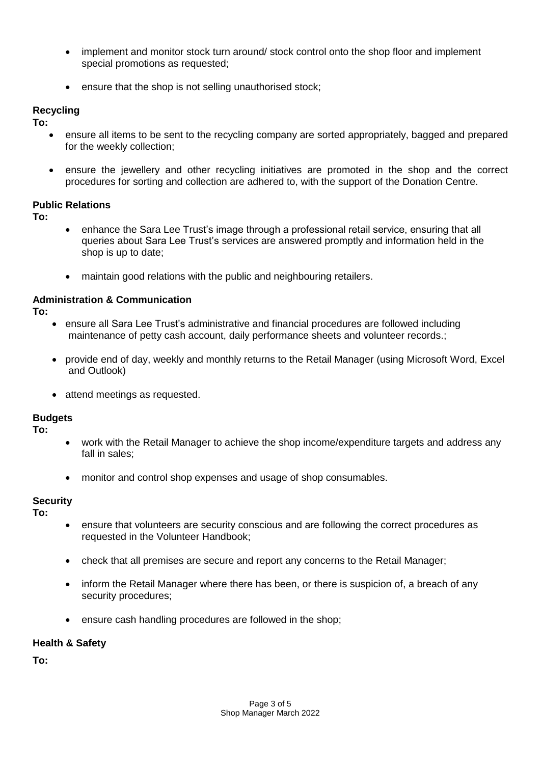- implement and monitor stock turn around/ stock control onto the shop floor and implement special promotions as requested;

- ensure that the shop is not selling unauthorised stock;

**Recycling**

**To:**

- ensure all items to be sent to the recycling company are sorted appropriately, bagged and prepared for the weekly collection;

- ensure the jewellery and other recycling initiatives are promoted in the shop and the correct procedures for sorting and collection are adhered to, with the support of the Donation Centre.

**Public Relations**

**To:**

- enhance the Sara Lee Trust's image through a professional retail service, ensuring that all queries about Sara Lee Trust's services are answered promptly and information held in the shop is up to date;

- maintain good relations with the public and neighbouring retailers.

**Administration & Communication**

**To:**

- ensure all Sara Lee Trust's administrative and financial procedures are followed including maintenance of petty cash account, daily performance sheets and volunteer records.;

- provide end of day, weekly and monthly returns to the Retail Manager (using Microsoft Word, Excel and Outlook)

- attend meetings as requested.

**Budgets**

**To:**

- work with the Retail Manager to achieve the shop income/expenditure targets and address any fall in sales;

- monitor and control shop expenses and usage of shop consumables.

**Security**

**To:**

- ensure that volunteers are security conscious and are following the correct procedures as requested in the Volunteer Handbook;

- check that all premises are secure and report any concerns to the Retail Manager;

- inform the Retail Manager where there has been, or there is suspicion of, a breach of any security procedures;

- ensure cash handling procedures are followed in the shop;

**Health & Safety**

**To:**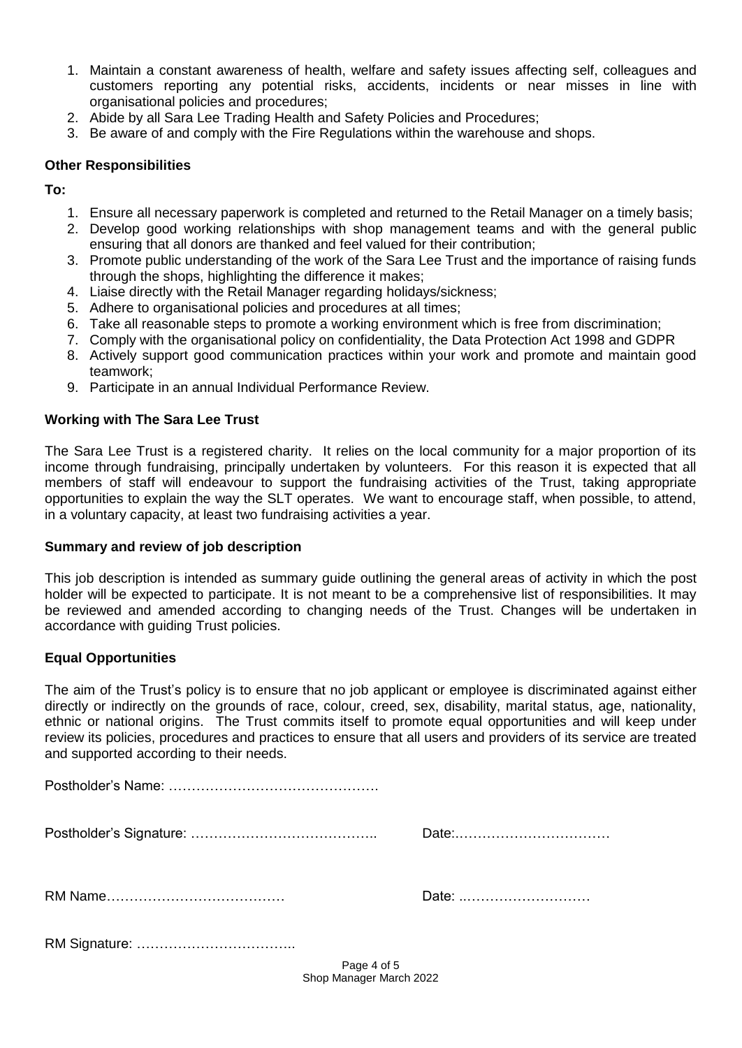1. Maintain a constant awareness of health, welfare and safety issues affecting self, colleagues and customers reporting any potential risks, accidents, incidents or near misses in line with organisational policies and procedures;
2. Abide by all Sara Lee Trading Health and Safety Policies and Procedures;
3. Be aware of and comply with the Fire Regulations within the warehouse and shops.

**Other Responsibilities**

**To:**

1. Ensure all necessary paperwork is completed and returned to the Retail Manager on a timely basis;
2. Develop good working relationships with shop management teams and with the general public ensuring that all donors are thanked and feel valued for their contribution;
3. Promote public understanding of the work of the Sara Lee Trust and the importance of raising funds through the shops, highlighting the difference it makes;
4. Liaise directly with the Retail Manager regarding holidays/sickness;
5. Adhere to organisational policies and procedures at all times;
6. Take all reasonable steps to promote a working environment which is free from discrimination;
7. Comply with the organisational policy on confidentiality, the Data Protection Act 1998 and GDPR
8. Actively support good communication practices within your work and promote and maintain good teamwork;
9. Participate in an annual Individual Performance Review.

**Working with The Sara Lee Trust**

The Sara Lee Trust is a registered charity. It relies on the local community for a major proportion of its income through fundraising, principally undertaken by volunteers. For this reason it is expected that all members of staff will endeavour to support the fundraising activities of the Trust, taking appropriate opportunities to explain the way the SLT operates. We want to encourage staff, when possible, to attend, in a voluntary capacity, at least two fundraising activities a year.

**Summary and review of job description**

This job description is intended as summary guide outlining the general areas of activity in which the post holder will be expected to participate. It is not meant to be a comprehensive list of responsibilities. It may be reviewed and amended according to changing needs of the Trust. Changes will be undertaken in accordance with guiding Trust policies.

**Equal Opportunities**

The aim of the Trust's policy is to ensure that no job applicant or employee is discriminated against either directly or indirectly on the grounds of race, colour, creed, sex, disability, marital status, age, nationality, ethnic or national origins. The Trust commits itself to promote equal opportunities and will keep under review its policies, procedures and practices to ensure that all users and providers of its service are treated and supported according to their needs.

Postholder's Name: ……………………………………….

Postholder's Signature: ………………………………….. Date:……………………………

RM Name………………………………… Date: ..………………………

RM Signature: ……………………………..